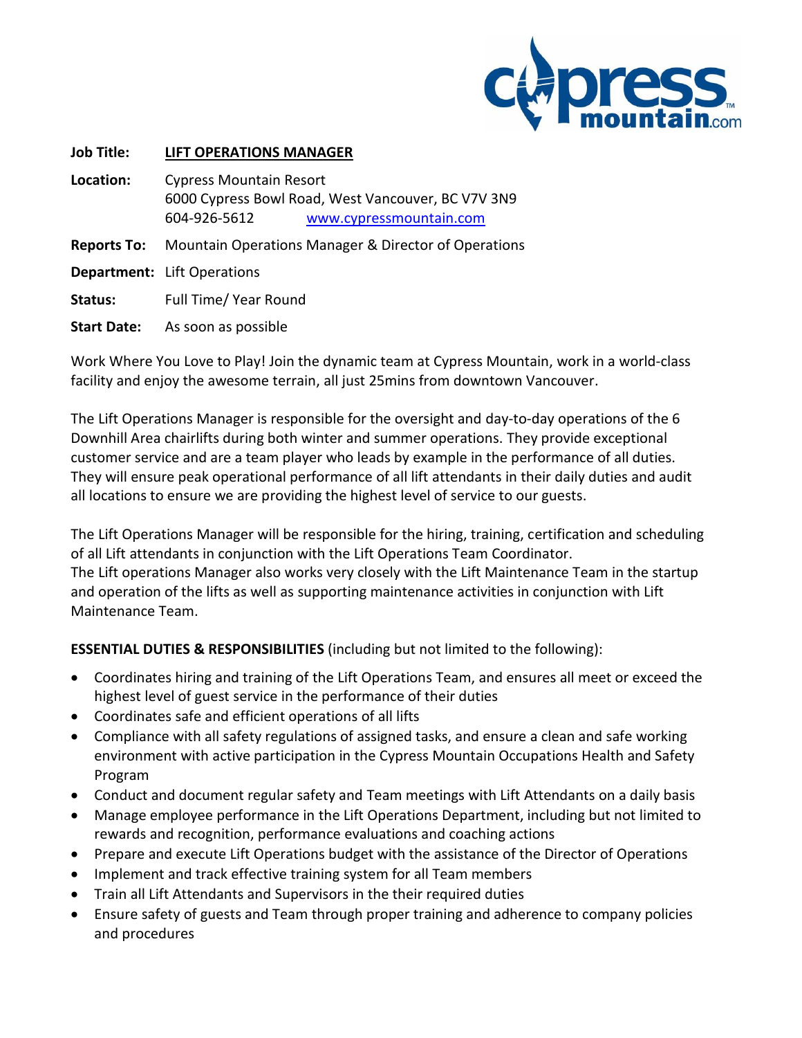**Job Title:** **LIFT OPERATIONS MANAGER**

**Location:** Cypress Mountain Resort
6000 Cypress Bowl Road, West Vancouver, BC V7V 3N9
604-926-5612 www.cypressmountain.com

**Reports To:** Mountain Operations Manager & Director of Operations

**Department:** Lift Operations

**Status:** Full Time/ Year Round

**Start Date:** As soon as possible

Work Where You Love to Play! Join the dynamic team at Cypress Mountain, work in a world-class facility and enjoy the awesome terrain, all just 25mins from downtown Vancouver.

The Lift Operations Manager is responsible for the oversight and day-to-day operations of the 6 Downhill Area chairlifts during both winter and summer operations. They provide exceptional customer service and are a team player who leads by example in the performance of all duties. They will ensure peak operational performance of all lift attendants in their daily duties and audit all locations to ensure we are providing the highest level of service to our guests.

The Lift Operations Manager will be responsible for the hiring, training, certification and scheduling of all Lift attendants in conjunction with the Lift Operations Team Coordinator.
The Lift operations Manager also works very closely with the Lift Maintenance Team in the startup and operation of the lifts as well as supporting maintenance activities in conjunction with Lift Maintenance Team.

**ESSENTIAL DUTIES & RESPONSIBILITIES** (including but not limited to the following):

- Coordinates hiring and training of the Lift Operations Team, and ensures all meet or exceed the highest level of guest service in the performance of their duties
- Coordinates safe and efficient operations of all lifts
- Compliance with all safety regulations of assigned tasks, and ensure a clean and safe working environment with active participation in the Cypress Mountain Occupations Health and Safety Program
- Conduct and document regular safety and Team meetings with Lift Attendants on a daily basis
- Manage employee performance in the Lift Operations Department, including but not limited to rewards and recognition, performance evaluations and coaching actions
- Prepare and execute Lift Operations budget with the assistance of the Director of Operations
- Implement and track effective training system for all Team members
- Train all Lift Attendants and Supervisors in the their required duties
- Ensure safety of guests and Team through proper training and adherence to company policies and procedures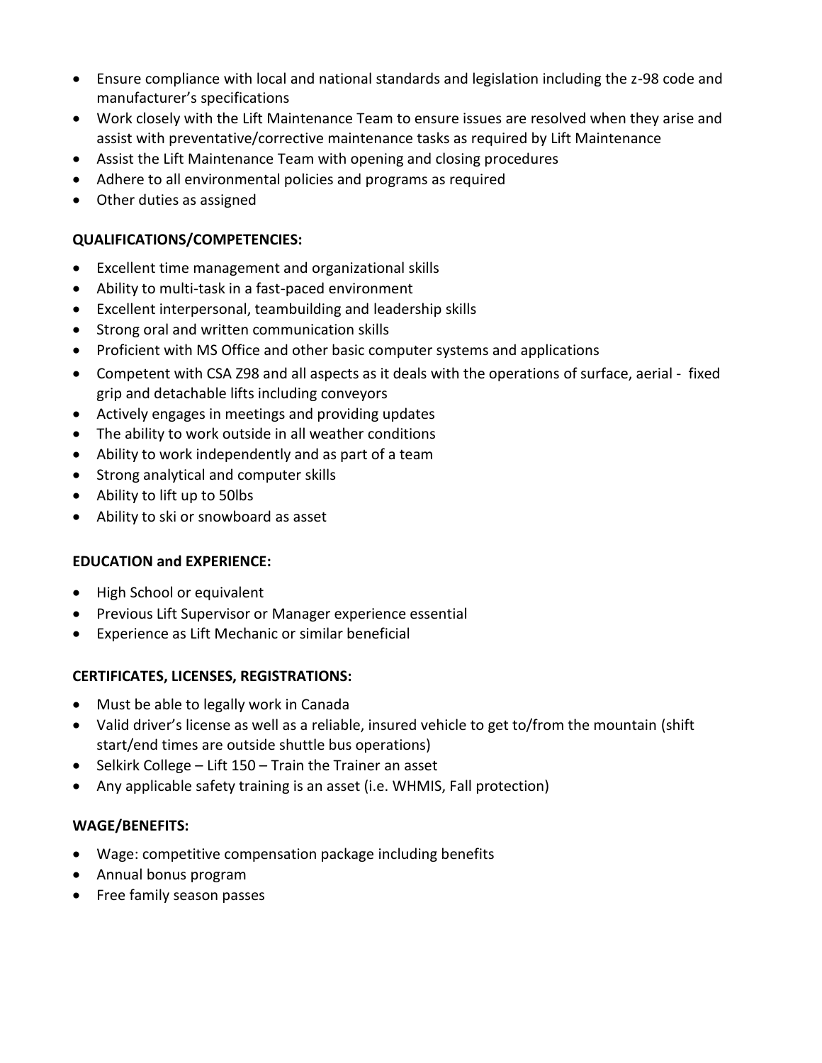- Ensure compliance with local and national standards and legislation including the z-98 code and manufacturer's specifications
- Work closely with the Lift Maintenance Team to ensure issues are resolved when they arise and assist with preventative/corrective maintenance tasks as required by Lift Maintenance
- Assist the Lift Maintenance Team with opening and closing procedures
- Adhere to all environmental policies and programs as required
- Other duties as assigned

**QUALIFICATIONS/COMPETENCIES:**

- Excellent time management and organizational skills
- Ability to multi-task in a fast-paced environment
- Excellent interpersonal, teambuilding and leadership skills
- Strong oral and written communication skills
- Proficient with MS Office and other basic computer systems and applications
- Competent with CSA Z98 and all aspects as it deals with the operations of surface, aerial - fixed grip and detachable lifts including conveyors
- Actively engages in meetings and providing updates
- The ability to work outside in all weather conditions
- Ability to work independently and as part of a team
- Strong analytical and computer skills
- Ability to lift up to 50lbs
- Ability to ski or snowboard as asset

**EDUCATION and EXPERIENCE:**

- High School or equivalent
- Previous Lift Supervisor or Manager experience essential
- Experience as Lift Mechanic or similar beneficial

**CERTIFICATES, LICENSES, REGISTRATIONS:**

- Must be able to legally work in Canada
- Valid driver's license as well as a reliable, insured vehicle to get to/from the mountain (shift start/end times are outside shuttle bus operations)
- Selkirk College – Lift 150 – Train the Trainer an asset
- Any applicable safety training is an asset (i.e. WHMIS, Fall protection)

**WAGE/BENEFITS:**

- Wage: competitive compensation package including benefits
- Annual bonus program
- Free family season passes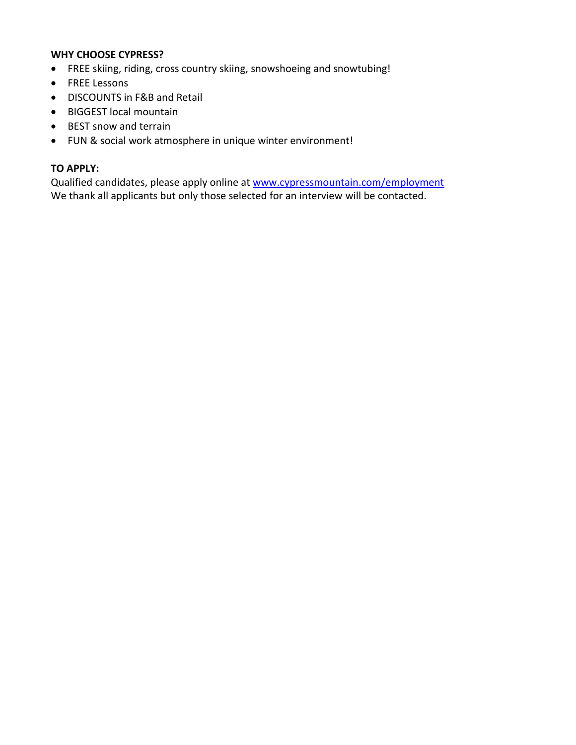**WHY CHOOSE CYPRESS?**

- FREE skiing, riding, cross country skiing, snowshoeing and snowtubing!
- FREE Lessons
- DISCOUNTS in F&B and Retail
- BIGGEST local mountain
- BEST snow and terrain
- FUN & social work atmosphere in unique winter environment!

**TO APPLY:**

Qualified candidates, please apply online at [www.cypressmountain.com/employment](http://www.cypressmountain.com/employment)
We thank all applicants but only those selected for an interview will be contacted.